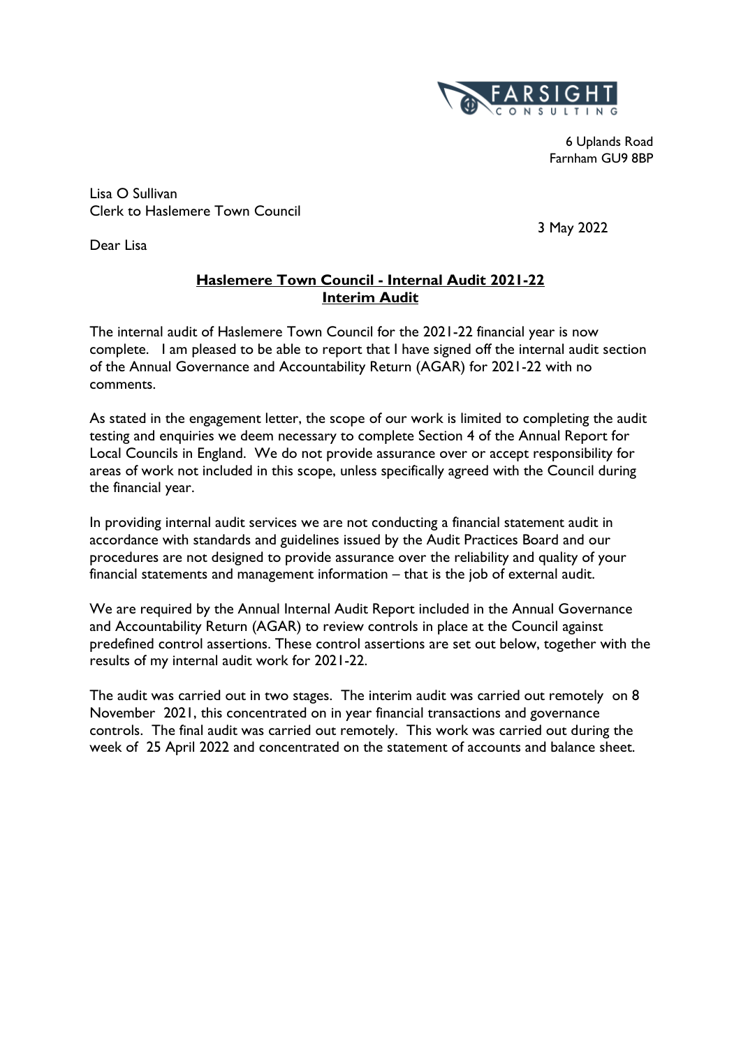FARSIGHT CONSULTING

6 Uplands Road
Farnham GU9 8BP

Lisa O Sullivan
Clerk to Haslemere Town Council

3 May 2022

Dear Lisa

**Haslemere Town Council - Internal Audit 2021-22**
**Interim Audit**

The internal audit of Haslemere Town Council for the 2021-22 financial year is now complete. I am pleased to be able to report that I have signed off the internal audit section of the Annual Governance and Accountability Return (AGAR) for 2021-22 with no comments.

As stated in the engagement letter, the scope of our work is limited to completing the audit testing and enquiries we deem necessary to complete Section 4 of the Annual Report for Local Councils in England. We do not provide assurance over or accept responsibility for areas of work not included in this scope, unless specifically agreed with the Council during the financial year.

In providing internal audit services we are not conducting a financial statement audit in accordance with standards and guidelines issued by the Audit Practices Board and our procedures are not designed to provide assurance over the reliability and quality of your financial statements and management information – that is the job of external audit.

We are required by the Annual Internal Audit Report included in the Annual Governance and Accountability Return (AGAR) to review controls in place at the Council against predefined control assertions. These control assertions are set out below, together with the results of my internal audit work for 2021-22.

The audit was carried out in two stages. The interim audit was carried out remotely on 8 November 2021, this concentrated on in year financial transactions and governance controls. The final audit was carried out remotely. This work was carried out during the week of 25 April 2022 and concentrated on the statement of accounts and balance sheet.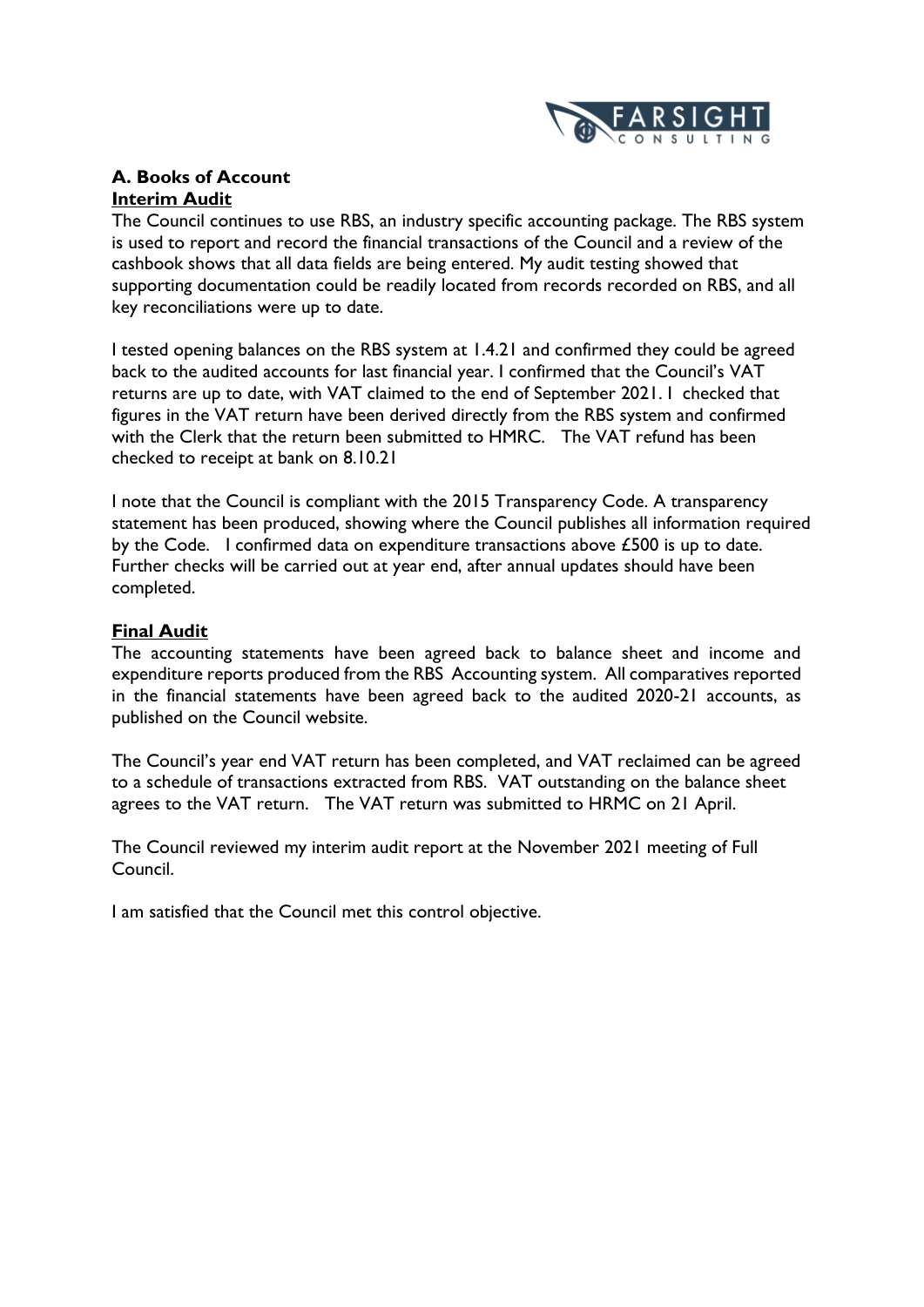## A. Books of Account

**Interim Audit**

The Council continues to use RBS, an industry specific accounting package. The RBS system is used to report and record the financial transactions of the Council and a review of the cashbook shows that all data fields are being entered. My audit testing showed that supporting documentation could be readily located from records recorded on RBS, and all key reconciliations were up to date.

I tested opening balances on the RBS system at 1.4.21 and confirmed they could be agreed back to the audited accounts for last financial year. I confirmed that the Council's VAT returns are up to date, with VAT claimed to the end of September 2021. I checked that figures in the VAT return have been derived directly from the RBS system and confirmed with the Clerk that the return been submitted to HMRC. The VAT refund has been checked to receipt at bank on 8.10.21

I note that the Council is compliant with the 2015 Transparency Code. A transparency statement has been produced, showing where the Council publishes all information required by the Code. I confirmed data on expenditure transactions above £500 is up to date. Further checks will be carried out at year end, after annual updates should have been completed.

**Final Audit**

The accounting statements have been agreed back to balance sheet and income and expenditure reports produced from the RBS Accounting system. All comparatives reported in the financial statements have been agreed back to the audited 2020-21 accounts, as published on the Council website.

The Council's year end VAT return has been completed, and VAT reclaimed can be agreed to a schedule of transactions extracted from RBS. VAT outstanding on the balance sheet agrees to the VAT return. The VAT return was submitted to HRMC on 21 April.

The Council reviewed my interim audit report at the November 2021 meeting of Full Council.

I am satisfied that the Council met this control objective.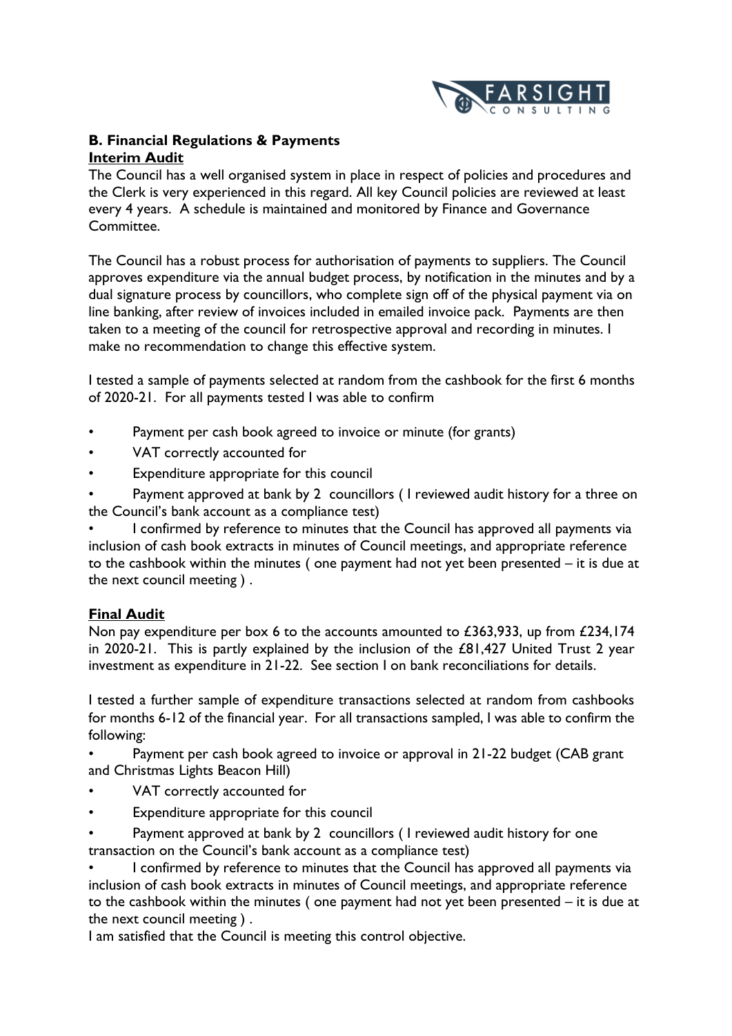**B. Financial Regulations & Payments**

**Interim Audit**

The Council has a well organised system in place in respect of policies and procedures and the Clerk is very experienced in this regard. All key Council policies are reviewed at least every 4 years. A schedule is maintained and monitored by Finance and Governance Committee.

The Council has a robust process for authorisation of payments to suppliers. The Council approves expenditure via the annual budget process, by notification in the minutes and by a dual signature process by councillors, who complete sign off of the physical payment via on line banking, after review of invoices included in emailed invoice pack. Payments are then taken to a meeting of the council for retrospective approval and recording in minutes. I make no recommendation to change this effective system.

I tested a sample of payments selected at random from the cashbook for the first 6 months of 2020-21. For all payments tested I was able to confirm

- Payment per cash book agreed to invoice or minute (for grants)
- VAT correctly accounted for
- Expenditure appropriate for this council
- Payment approved at bank by 2 councillors ( I reviewed audit history for a three on the Council's bank account as a compliance test)
- I confirmed by reference to minutes that the Council has approved all payments via inclusion of cash book extracts in minutes of Council meetings, and appropriate reference to the cashbook within the minutes ( one payment had not yet been presented – it is due at the next council meeting ) .

**Final Audit**

Non pay expenditure per box 6 to the accounts amounted to £363,933, up from £234,174 in 2020-21. This is partly explained by the inclusion of the £81,427 United Trust 2 year investment as expenditure in 21-22. See section I on bank reconciliations for details.

I tested a further sample of expenditure transactions selected at random from cashbooks for months 6-12 of the financial year. For all transactions sampled, I was able to confirm the following:

- Payment per cash book agreed to invoice or approval in 21-22 budget (CAB grant and Christmas Lights Beacon Hill)
- VAT correctly accounted for
- Expenditure appropriate for this council
- Payment approved at bank by 2 councillors ( I reviewed audit history for one transaction on the Council's bank account as a compliance test)
- I confirmed by reference to minutes that the Council has approved all payments via inclusion of cash book extracts in minutes of Council meetings, and appropriate reference to the cashbook within the minutes ( one payment had not yet been presented – it is due at the next council meeting ) .

I am satisfied that the Council is meeting this control objective.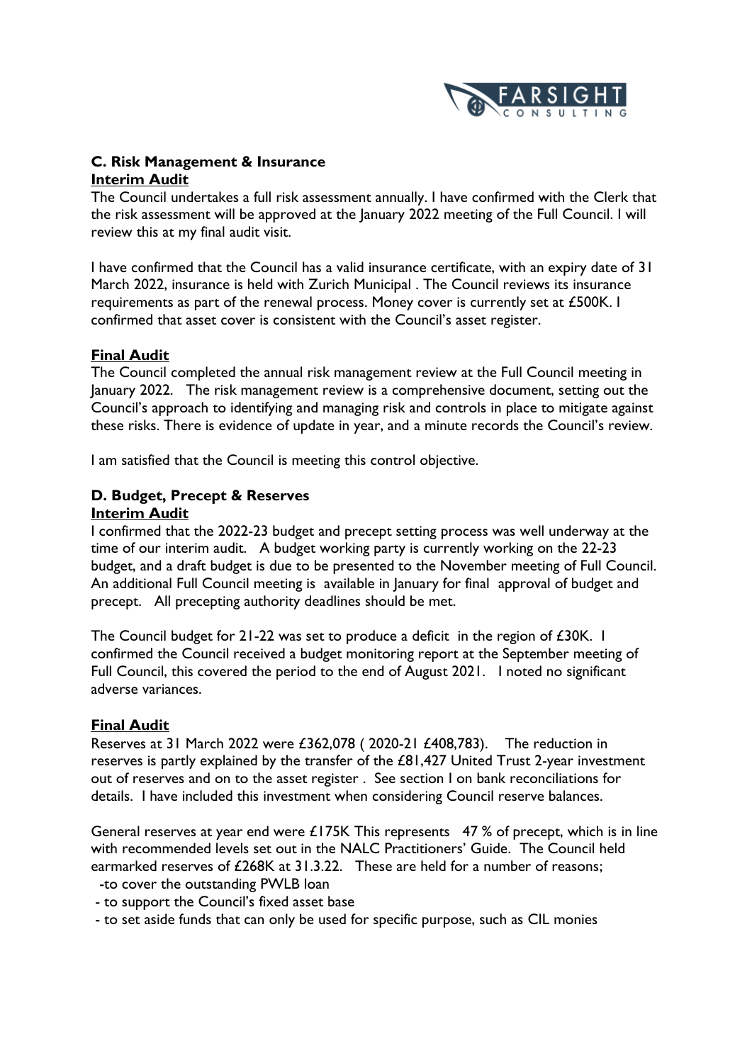## C. Risk Management & Insurance

**Interim Audit**

The Council undertakes a full risk assessment annually. I have confirmed with the Clerk that the risk assessment will be approved at the January 2022 meeting of the Full Council. I will review this at my final audit visit.

I have confirmed that the Council has a valid insurance certificate, with an expiry date of 31 March 2022, insurance is held with Zurich Municipal . The Council reviews its insurance requirements as part of the renewal process. Money cover is currently set at £500K. I confirmed that asset cover is consistent with the Council's asset register.

**Final Audit**

The Council completed the annual risk management review at the Full Council meeting in January 2022. The risk management review is a comprehensive document, setting out the Council's approach to identifying and managing risk and controls in place to mitigate against these risks. There is evidence of update in year, and a minute records the Council's review.

I am satisfied that the Council is meeting this control objective.

## D. Budget, Precept & Reserves

**Interim Audit**

I confirmed that the 2022-23 budget and precept setting process was well underway at the time of our interim audit. A budget working party is currently working on the 22-23 budget, and a draft budget is due to be presented to the November meeting of Full Council. An additional Full Council meeting is available in January for final approval of budget and precept. All precepting authority deadlines should be met.

The Council budget for 21-22 was set to produce a deficit in the region of £30K. I confirmed the Council received a budget monitoring report at the September meeting of Full Council, this covered the period to the end of August 2021. I noted no significant adverse variances.

**Final Audit**

Reserves at 31 March 2022 were £362,078 ( 2020-21 £408,783). The reduction in reserves is partly explained by the transfer of the £81,427 United Trust 2-year investment out of reserves and on to the asset register . See section I on bank reconciliations for details. I have included this investment when considering Council reserve balances.

General reserves at year end were £175K This represents 47 % of precept, which is in line with recommended levels set out in the NALC Practitioners' Guide. The Council held earmarked reserves of £268K at 31.3.22. These are held for a number of reasons;

- to cover the outstanding PWLB loan
- to support the Council's fixed asset base
- to set aside funds that can only be used for specific purpose, such as CIL monies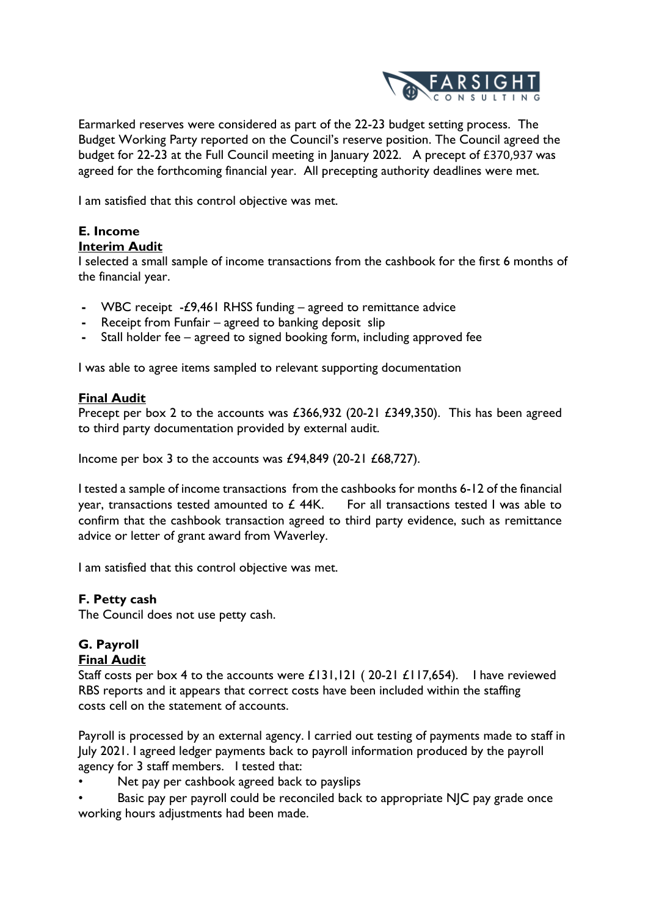Earmarked reserves were considered as part of the 22-23 budget setting process. The Budget Working Party reported on the Council's reserve position. The Council agreed the budget for 22-23 at the Full Council meeting in January 2022. A precept of £370,937 was agreed for the forthcoming financial year. All precepting authority deadlines were met.

I am satisfied that this control objective was met.

### E. Income

**Interim Audit**

I selected a small sample of income transactions from the cashbook for the first 6 months of the financial year.

- WBC receipt -£9,461 RHSS funding – agreed to remittance advice
- Receipt from Funfair – agreed to banking deposit slip
- Stall holder fee – agreed to signed booking form, including approved fee

I was able to agree items sampled to relevant supporting documentation

**Final Audit**

Precept per box 2 to the accounts was £366,932 (20-21 £349,350). This has been agreed to third party documentation provided by external audit.

Income per box 3 to the accounts was £94,849 (20-21 £68,727).

I tested a sample of income transactions from the cashbooks for months 6-12 of the financial year, transactions tested amounted to £ 44K. For all transactions tested I was able to confirm that the cashbook transaction agreed to third party evidence, such as remittance advice or letter of grant award from Waverley.

I am satisfied that this control objective was met.

### F. Petty cash

The Council does not use petty cash.

### G. Payroll

**Final Audit**

Staff costs per box 4 to the accounts were £131,121 ( 20-21 £117,654). I have reviewed RBS reports and it appears that correct costs have been included within the staffing costs cell on the statement of accounts.

Payroll is processed by an external agency. I carried out testing of payments made to staff in July 2021. I agreed ledger payments back to payroll information produced by the payroll agency for 3 staff members. I tested that:

- Net pay per cashbook agreed back to payslips
- Basic pay per payroll could be reconciled back to appropriate NJC pay grade once working hours adjustments had been made.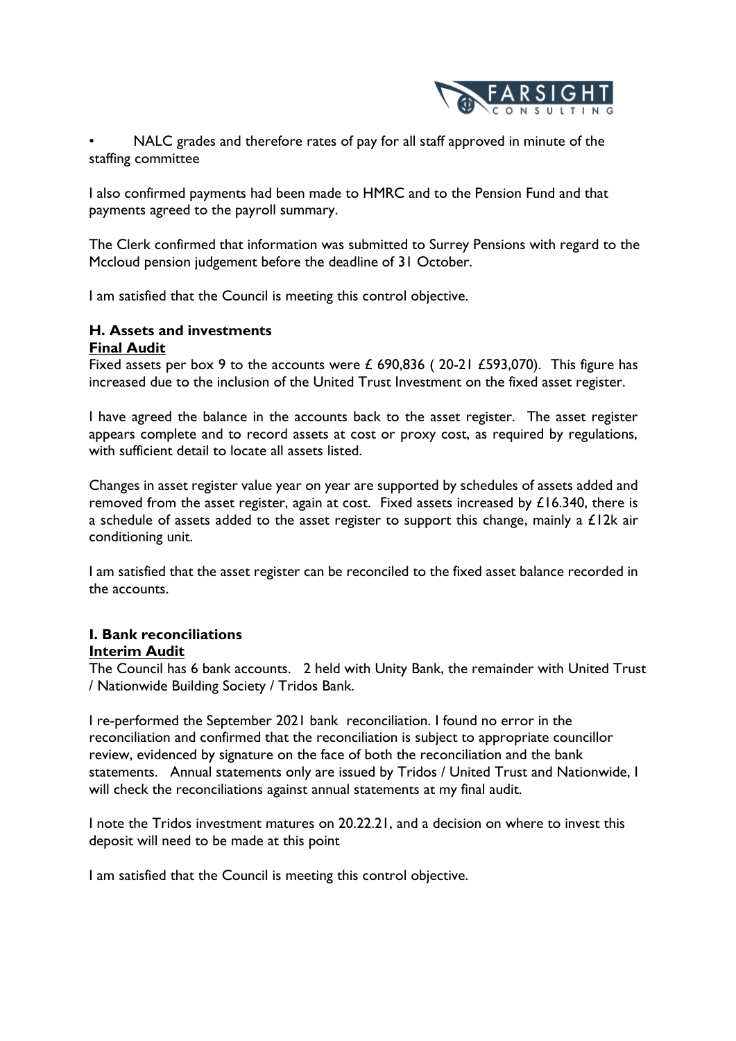- NALC grades and therefore rates of pay for all staff approved in minute of the staffing committee

I also confirmed payments had been made to HMRC and to the Pension Fund and that payments agreed to the payroll summary.

The Clerk confirmed that information was submitted to Surrey Pensions with regard to the Mccloud pension judgement before the deadline of 31 October.

I am satisfied that the Council is meeting this control objective.

### H. Assets and investments

**Final Audit**

Fixed assets per box 9 to the accounts were £ 690,836 ( 20-21 £593,070). This figure has increased due to the inclusion of the United Trust Investment on the fixed asset register.

I have agreed the balance in the accounts back to the asset register. The asset register appears complete and to record assets at cost or proxy cost, as required by regulations, with sufficient detail to locate all assets listed.

Changes in asset register value year on year are supported by schedules of assets added and removed from the asset register, again at cost. Fixed assets increased by £16.340, there is a schedule of assets added to the asset register to support this change, mainly a £12k air conditioning unit.

I am satisfied that the asset register can be reconciled to the fixed asset balance recorded in the accounts.

### I. Bank reconciliations

**Interim Audit**

The Council has 6 bank accounts. 2 held with Unity Bank, the remainder with United Trust / Nationwide Building Society / Tridos Bank.

I re-performed the September 2021 bank reconciliation. I found no error in the reconciliation and confirmed that the reconciliation is subject to appropriate councillor review, evidenced by signature on the face of both the reconciliation and the bank statements. Annual statements only are issued by Tridos / United Trust and Nationwide, I will check the reconciliations against annual statements at my final audit.

I note the Tridos investment matures on 20.22.21, and a decision on where to invest this deposit will need to be made at this point

I am satisfied that the Council is meeting this control objective.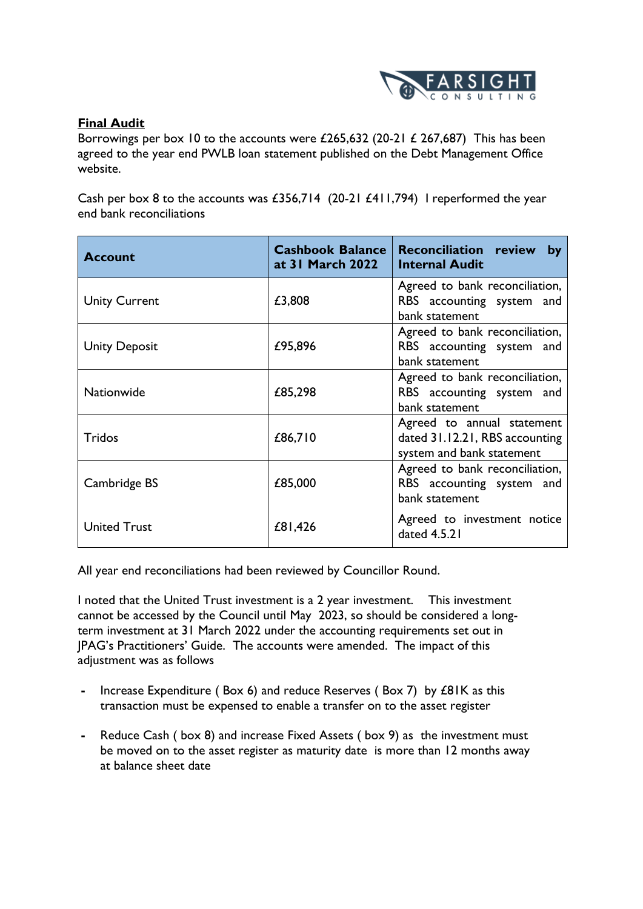**Final Audit**

Borrowings per box 10 to the accounts were £265,632 (20-21 £ 267,687) This has been agreed to the year end PWLB loan statement published on the Debt Management Office website.

Cash per box 8 to the accounts was £356,714 (20-21 £411,794) I reperformed the year end bank reconciliations

| Account | Cashbook Balance at 31 March 2022 | Reconciliation review by Internal Audit |
|---|---|---|
| Unity Current | £3,808 | Agreed to bank reconciliation, RBS accounting system and bank statement |
| Unity Deposit | £95,896 | Agreed to bank reconciliation, RBS accounting system and bank statement |
| Nationwide | £85,298 | Agreed to bank reconciliation, RBS accounting system and bank statement |
| Tridos | £86,710 | Agreed to annual statement dated 31.12.21, RBS accounting system and bank statement |
| Cambridge BS | £85,000 | Agreed to bank reconciliation, RBS accounting system and bank statement |
| United Trust | £81,426 | Agreed to investment notice dated 4.5.21 |

All year end reconciliations had been reviewed by Councillor Round.

I noted that the United Trust investment is a 2 year investment. This investment cannot be accessed by the Council until May 2023, so should be considered a long-term investment at 31 March 2022 under the accounting requirements set out in JPAG's Practitioners' Guide. The accounts were amended. The impact of this adjustment was as follows

- Increase Expenditure ( Box 6) and reduce Reserves ( Box 7) by £81K as this transaction must be expensed to enable a transfer on to the asset register
- Reduce Cash ( box 8) and increase Fixed Assets ( box 9) as the investment must be moved on to the asset register as maturity date is more than 12 months away at balance sheet date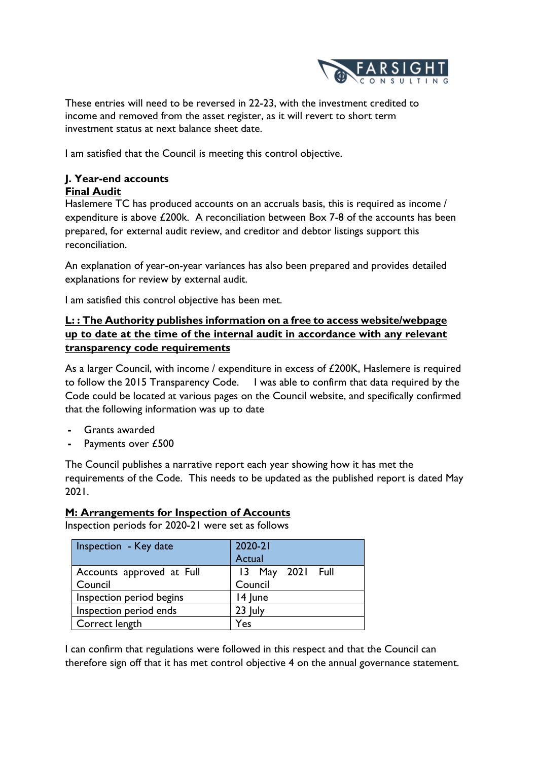These entries will need to be reversed in 22-23, with the investment credited to income and removed from the asset register, as it will revert to short term investment status at next balance sheet date.

I am satisfied that the Council is meeting this control objective.

**J. Year-end accounts**

**Final Audit**

Haslemere TC has produced accounts on an accruals basis, this is required as income / expenditure is above £200k. A reconciliation between Box 7-8 of the accounts has been prepared, for external audit review, and creditor and debtor listings support this reconciliation.

An explanation of year-on-year variances has also been prepared and provides detailed explanations for review by external audit.

I am satisfied this control objective has been met.

**L: : The Authority publishes information on a free to access website/webpage up to date at the time of the internal audit in accordance with any relevant transparency code requirements**

As a larger Council, with income / expenditure in excess of £200K, Haslemere is required to follow the 2015 Transparency Code. I was able to confirm that data required by the Code could be located at various pages on the Council website, and specifically confirmed that the following information was up to date

- Grants awarded
- Payments over £500

The Council publishes a narrative report each year showing how it has met the requirements of the Code. This needs to be updated as the published report is dated May 2021.

**M: Arrangements for Inspection of Accounts**

Inspection periods for 2020-21 were set as follows

| Inspection - Key date | 2020-21 Actual |
| --- | --- |
| Accounts approved at Full Council | 13 May 2021 Full Council |
| Inspection period begins | 14 June |
| Inspection period ends | 23 July |
| Correct length | Yes |

I can confirm that regulations were followed in this respect and that the Council can therefore sign off that it has met control objective 4 on the annual governance statement.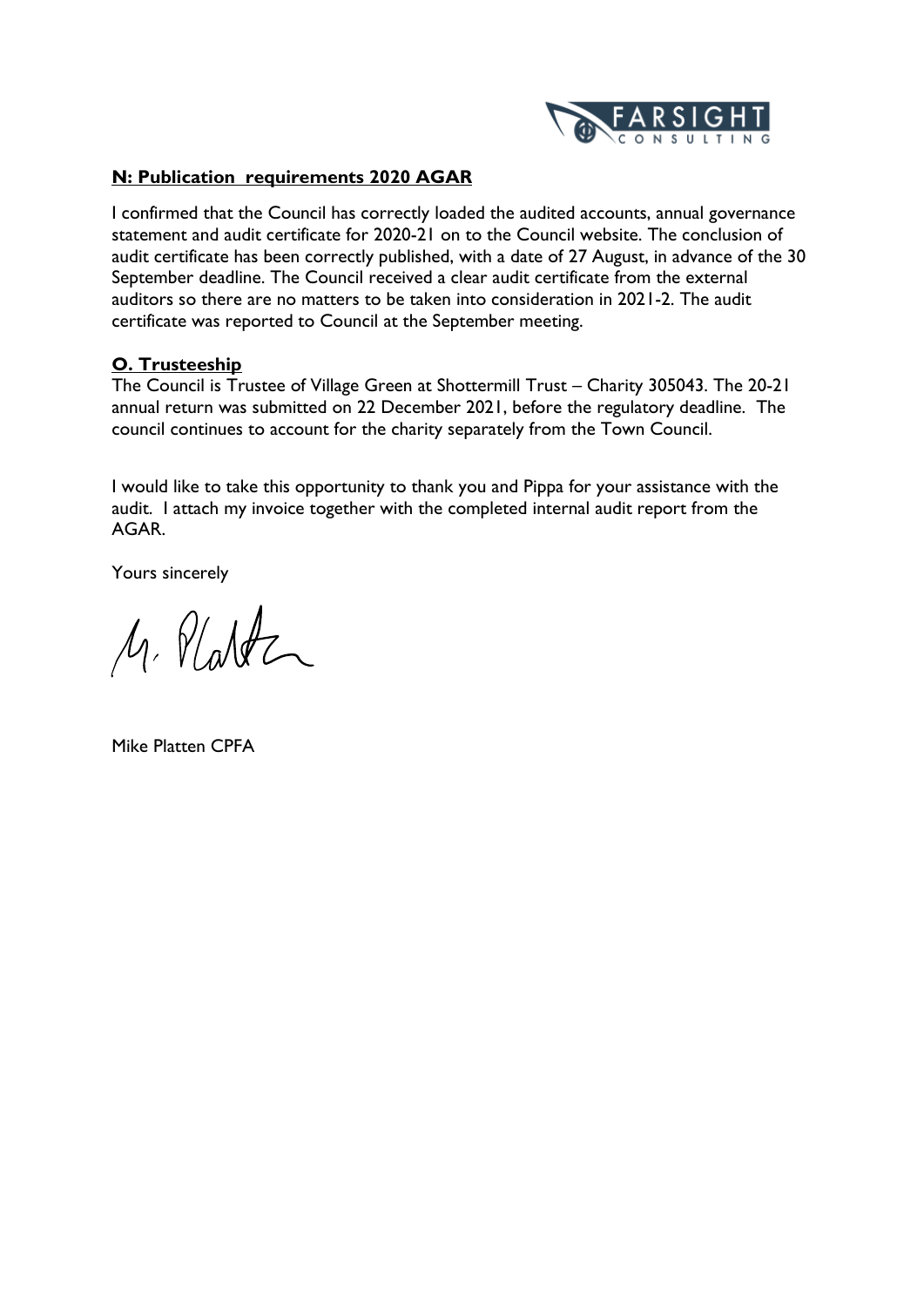## N: Publication requirements 2020 AGAR

I confirmed that the Council has correctly loaded the audited accounts, annual governance statement and audit certificate for 2020-21 on to the Council website. The conclusion of audit certificate has been correctly published, with a date of 27 August, in advance of the 30 September deadline. The Council received a clear audit certificate from the external auditors so there are no matters to be taken into consideration in 2021-2. The audit certificate was reported to Council at the September meeting.

## O. Trusteeship

The Council is Trustee of Village Green at Shottermill Trust – Charity 305043. The 20-21 annual return was submitted on 22 December 2021, before the regulatory deadline. The council continues to account for the charity separately from the Town Council.

I would like to take this opportunity to thank you and Pippa for your assistance with the audit. I attach my invoice together with the completed internal audit report from the AGAR.

Yours sincerely

M. Platten

Mike Platten CPFA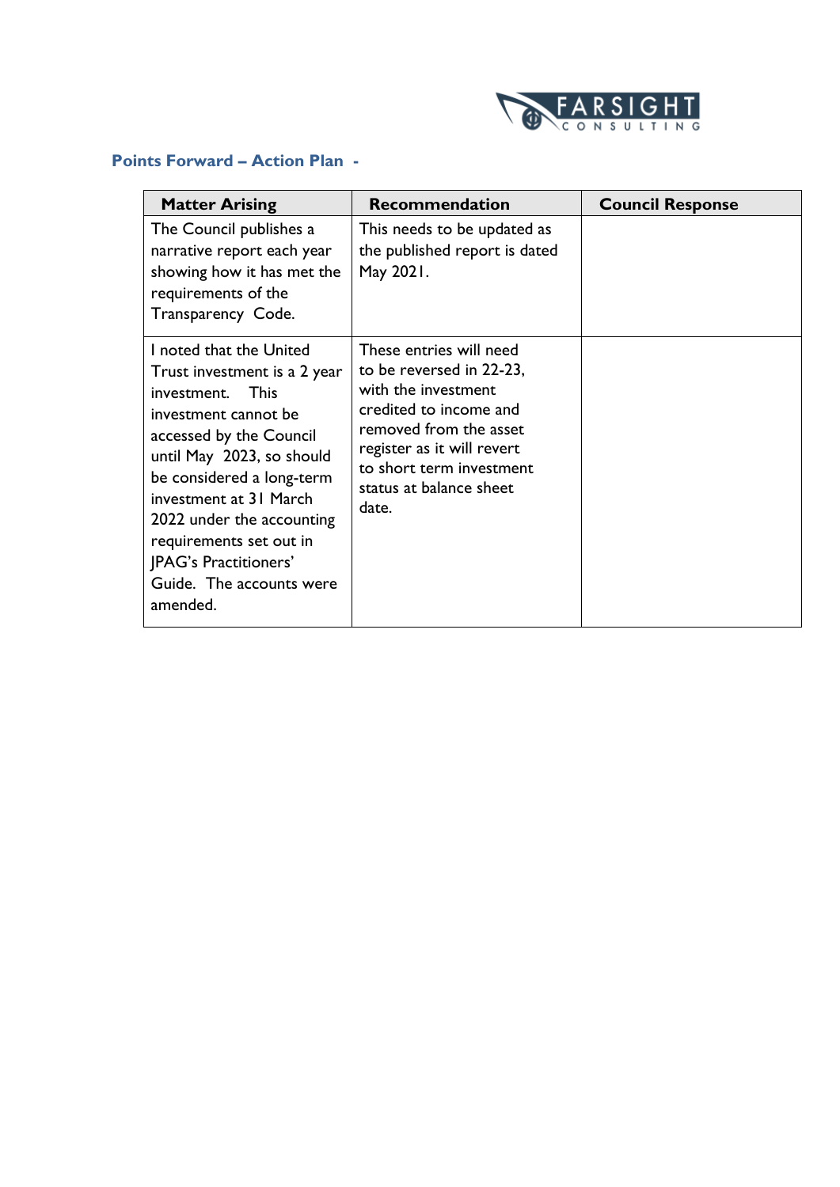## Points Forward – Action Plan -

| Matter Arising | Recommendation | Council Response |
|---|---|---|
| The Council publishes a narrative report each year showing how it has met the requirements of the Transparency Code. | This needs to be updated as the published report is dated May 2021. | |
| I noted that the United Trust investment is a 2 year investment. This investment cannot be accessed by the Council until May 2023, so should be considered a long-term investment at 31 March 2022 under the accounting requirements set out in JPAG's Practitioners' Guide. The accounts were amended. | These entries will need to be reversed in 22-23, with the investment credited to income and removed from the asset register as it will revert to short term investment status at balance sheet date. | |